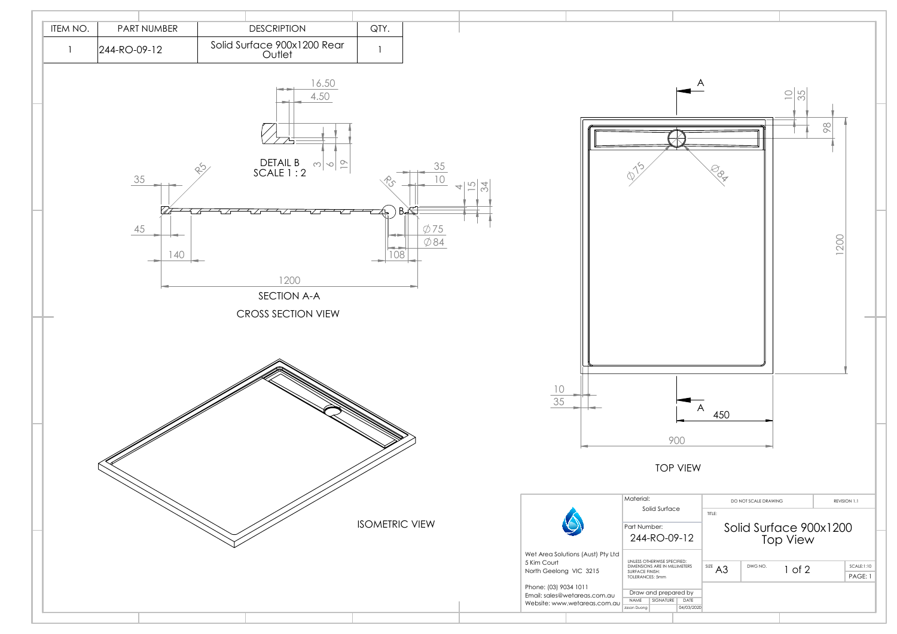| ITEM NO. | PART NUMBER | DESCRIPTION | QTY. |
|---|---|---|---|
| 1 | 244-RO-09-12 | Solid Surface 900x1200 Rear Outlet | 1 |

DETAIL B
SCALE 1 : 2

16.50
4.50
3
6
19

35
R5
45
140
1200
R5
35
10
4
15
34
B
⌀75
⌀84
108

SECTION A-A

CROSS SECTION VIEW

ISOMETRIC VIEW

A
10
35
98
⌀75
⌀84
1200
10
35
A
450
900

TOP VIEW

| Material: | DO NOT SCALE DRAWING | REVISION 1.1 |
|---|---|---|
| Solid Surface | TITLE: Solid Surface 900x1200 Top View | |
| Part Number: 244-RO-09-12 | | |
| UNLESS OTHERWISE SPECIFIED: DIMENSIONS ARE IN MILLIMETERS SURFACE FINISH: TOLERANCES: 5mm | SIZE A3 / DWG NO. 1 of 2 | SCALE:1:10 / PAGE: 1 |
| Draw and prepared by | | |
| NAME: Jason Duong / SIGNATURE / DATE: 04/03/2020 | | |

Wet Area Solutions (Aust) Pty Ltd
5 Kim Court
North Geelong VIC 3215

Phone: (03) 9034 1011
Email: sales@wetareas.com.au
Website: www.wetareas.com.au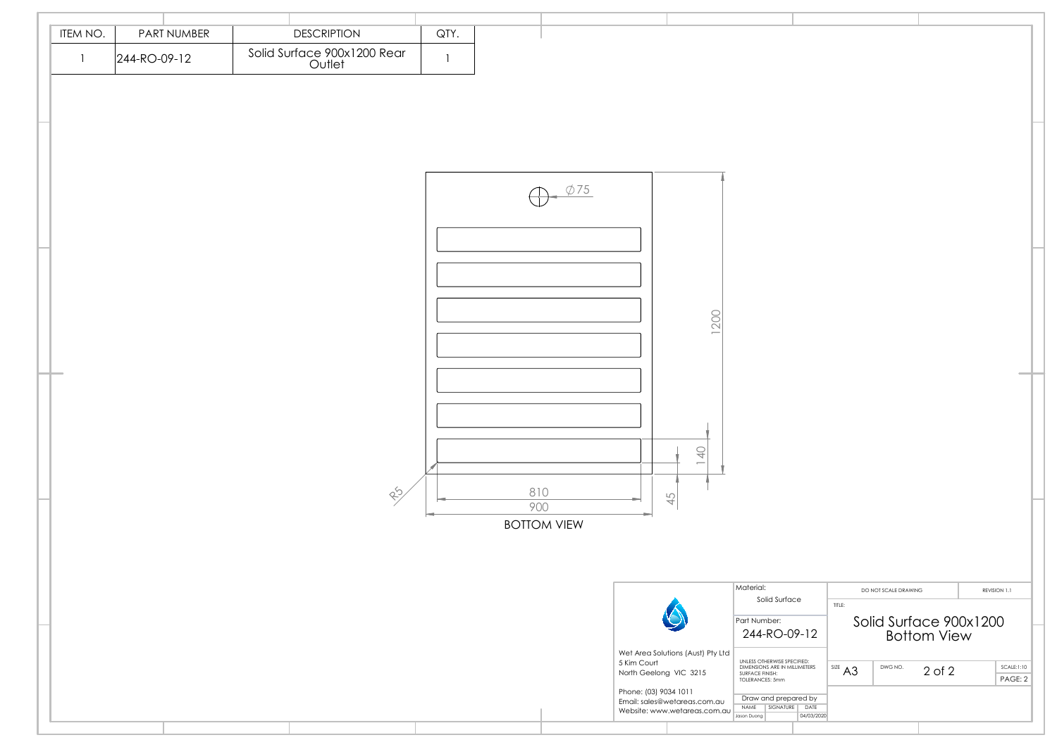| ITEM NO. | PART NUMBER | DESCRIPTION | QTY. |
| --- | --- | --- | --- |
| 1 | 244-RO-09-12 | Solid Surface 900x1200 Rear Outlet | 1 |

Ø75

1200

140

R5

810

900

45

BOTTOM VIEW

Wet Area Solutions (Aust) Pty Ltd
5 Kim Court
North Geelong VIC 3215

Phone: (03) 9034 1011
Email: sales@wetareas.com.au
Website: www.wetareas.com.au

Material: Solid Surface

Part Number: 244-RO-09-12

UNLESS OTHERWISE SPECIFIED:
DIMENSIONS ARE IN MILLIMETERS
SURFACE FINISH:
TOLERANCES: 5mm

Draw and prepared by

| NAME | SIGNATURE | DATE |
| --- | --- | --- |
| Jason Duong | | 04/03/2020 |

DO NOT SCALE DRAWING

REVISION 1.1

TITLE: Solid Surface 900x1200 Bottom View

SIZE A3

DWG NO. 2 of 2

SCALE:1:10

PAGE: 2